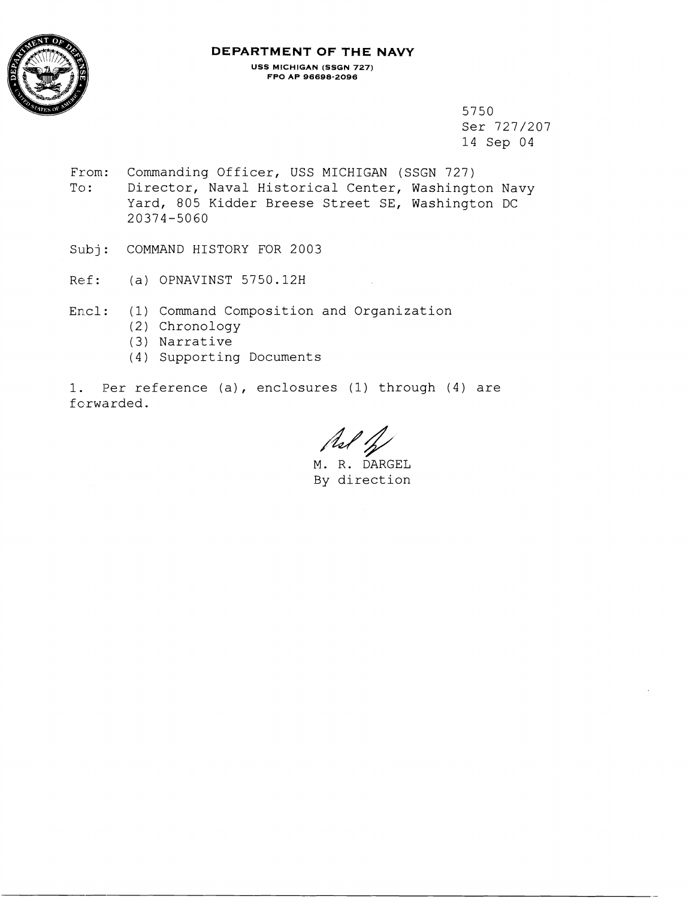**DEPARTMENT OF THE NAVY**

USS MICHIGAN (SSGN 727)
FPO AP 96698-2096

5750
Ser 727/207
14 Sep 04

From: Commanding Officer, USS MICHIGAN (SSGN 727)
To: Director, Naval Historical Center, Washington Navy Yard, 805 Kidder Breese Street SE, Washington DC 20374-5060

Subj: COMMAND HISTORY FOR 2003

Ref: (a) OPNAVINST 5750.12H

Encl: (1) Command Composition and Organization
(2) Chronology
(3) Narrative
(4) Supporting Documents

1. Per reference (a), enclosures (1) through (4) are forwarded.

M. R. DARGEL
By direction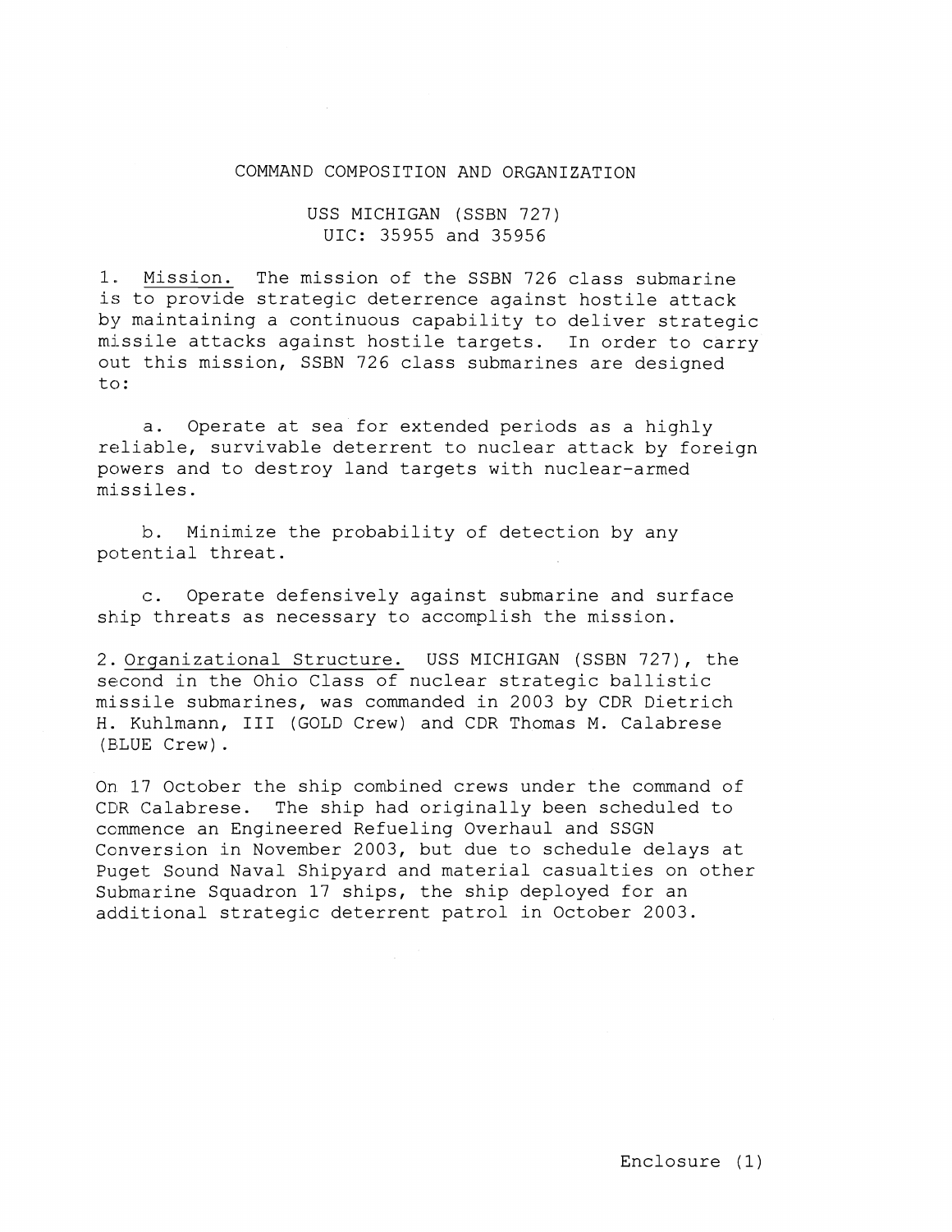# COMMAND COMPOSITION AND ORGANIZATION

## USS MICHIGAN (SSBN 727)
## UIC: 35955 and 35956

1. Mission. The mission of the SSBN 726 class submarine is to provide strategic deterrence against hostile attack by maintaining a continuous capability to deliver strategic missile attacks against hostile targets. In order to carry out this mission, SSBN 726 class submarines are designed to:

   a. Operate at sea for extended periods as a highly reliable, survivable deterrent to nuclear attack by foreign powers and to destroy land targets with nuclear-armed missiles.

   b. Minimize the probability of detection by any potential threat.

   c. Operate defensively against submarine and surface ship threats as necessary to accomplish the mission.

2. Organizational Structure. USS MICHIGAN (SSBN 727), the second in the Ohio Class of nuclear strategic ballistic missile submarines, was commanded in 2003 by CDR Dietrich H. Kuhlmann, III (GOLD Crew) and CDR Thomas M. Calabrese (BLUE Crew).

On 17 October the ship combined crews under the command of CDR Calabrese. The ship had originally been scheduled to commence an Engineered Refueling Overhaul and SSGN Conversion in November 2003, but due to schedule delays at Puget Sound Naval Shipyard and material casualties on other Submarine Squadron 17 ships, the ship deployed for an additional strategic deterrent patrol in October 2003.

Enclosure (1)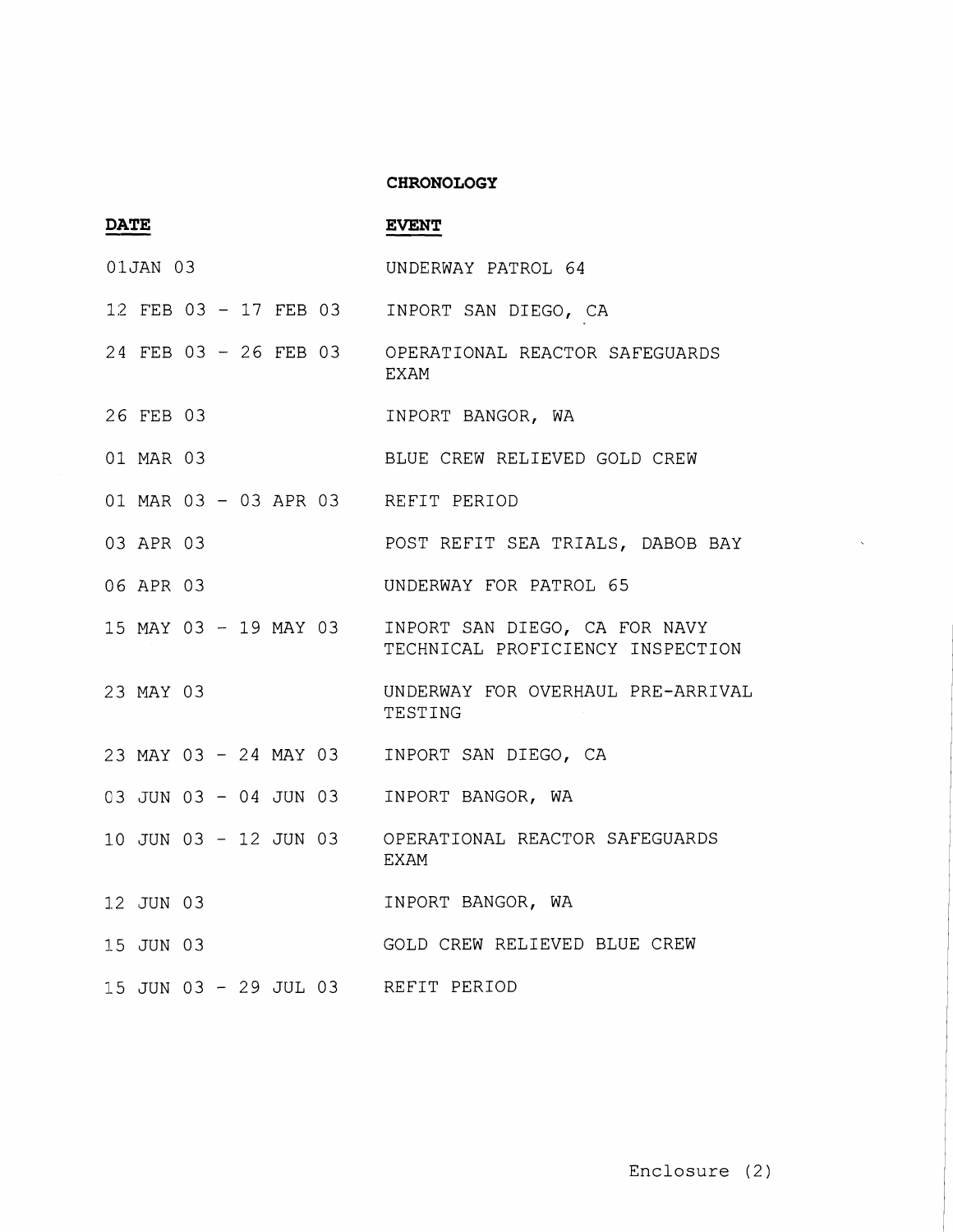**CHRONOLOGY**

| DATE | EVENT |
|---|---|
| 01JAN 03 | UNDERWAY PATROL 64 |
| 12 FEB 03 - 17 FEB 03 | INPORT SAN DIEGO, CA |
| 24 FEB 03 - 26 FEB 03 | OPERATIONAL REACTOR SAFEGUARDS EXAM |
| 26 FEB 03 | INPORT BANGOR, WA |
| 01 MAR 03 | BLUE CREW RELIEVED GOLD CREW |
| 01 MAR 03 - 03 APR 03 | REFIT PERIOD |
| 03 APR 03 | POST REFIT SEA TRIALS, DABOB BAY |
| 06 APR 03 | UNDERWAY FOR PATROL 65 |
| 15 MAY 03 - 19 MAY 03 | INPORT SAN DIEGO, CA FOR NAVY TECHNICAL PROFICIENCY INSPECTION |
| 23 MAY 03 | UNDERWAY FOR OVERHAUL PRE-ARRIVAL TESTING |
| 23 MAY 03 - 24 MAY 03 | INPORT SAN DIEGO, CA |
| 03 JUN 03 - 04 JUN 03 | INPORT BANGOR, WA |
| 10 JUN 03 - 12 JUN 03 | OPERATIONAL REACTOR SAFEGUARDS EXAM |
| 12 JUN 03 | INPORT BANGOR, WA |
| 15 JUN 03 | GOLD CREW RELIEVED BLUE CREW |
| 15 JUN 03 - 29 JUL 03 | REFIT PERIOD |

Enclosure (2)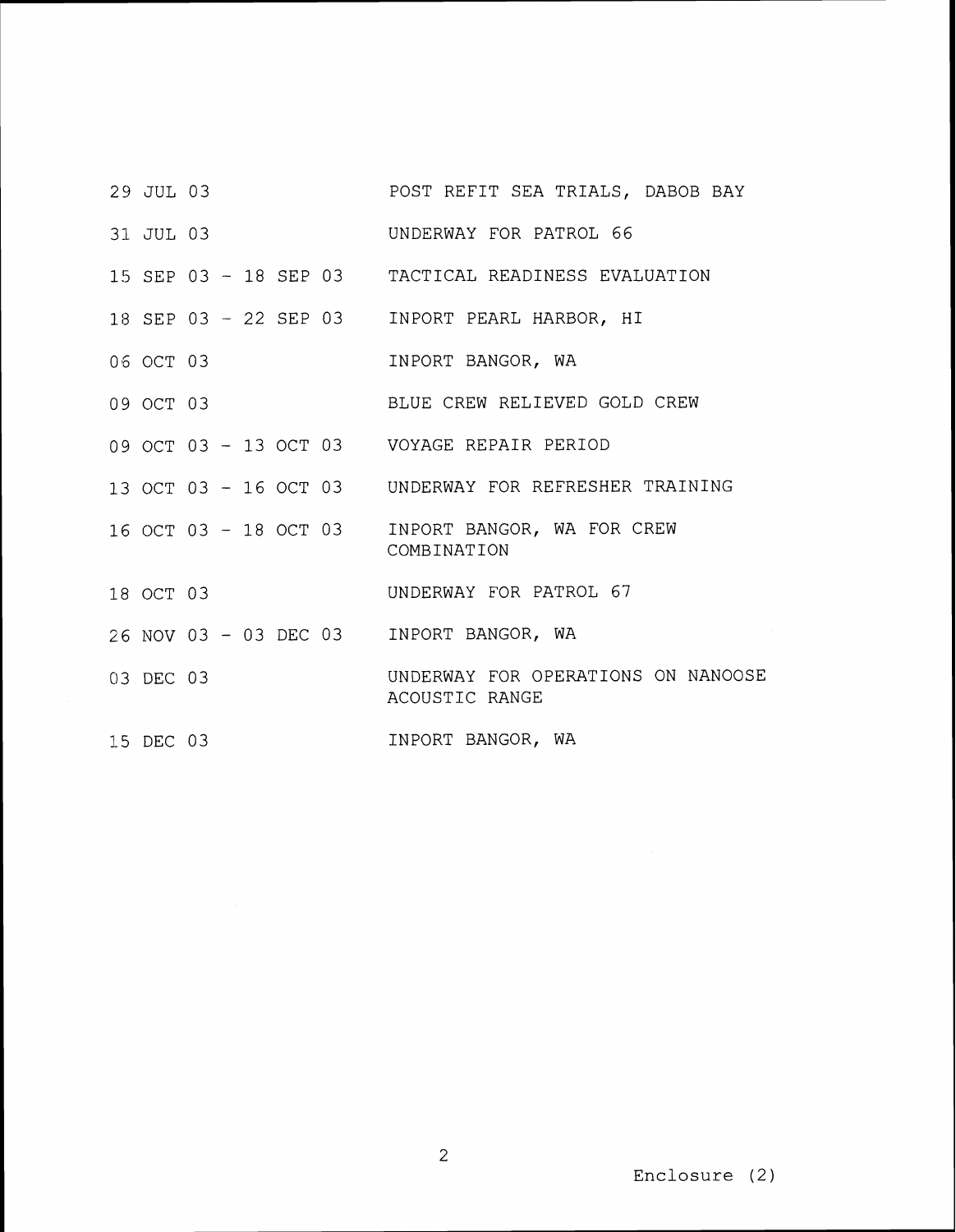| | |
|---|---|
| 29 JUL 03 | POST REFIT SEA TRIALS, DABOB BAY |
| 31 JUL 03 | UNDERWAY FOR PATROL 66 |
| 15 SEP 03 - 18 SEP 03 | TACTICAL READINESS EVALUATION |
| 18 SEP 03 - 22 SEP 03 | INPORT PEARL HARBOR, HI |
| 06 OCT 03 | INPORT BANGOR, WA |
| 09 OCT 03 | BLUE CREW RELIEVED GOLD CREW |
| 09 OCT 03 - 13 OCT 03 | VOYAGE REPAIR PERIOD |
| 13 OCT 03 - 16 OCT 03 | UNDERWAY FOR REFRESHER TRAINING |
| 16 OCT 03 - 18 OCT 03 | INPORT BANGOR, WA FOR CREW COMBINATION |
| 18 OCT 03 | UNDERWAY FOR PATROL 67 |
| 26 NOV 03 - 03 DEC 03 | INPORT BANGOR, WA |
| 03 DEC 03 | UNDERWAY FOR OPERATIONS ON NANOOSE ACOUSTIC RANGE |
| 15 DEC 03 | INPORT BANGOR, WA |

Enclosure (2)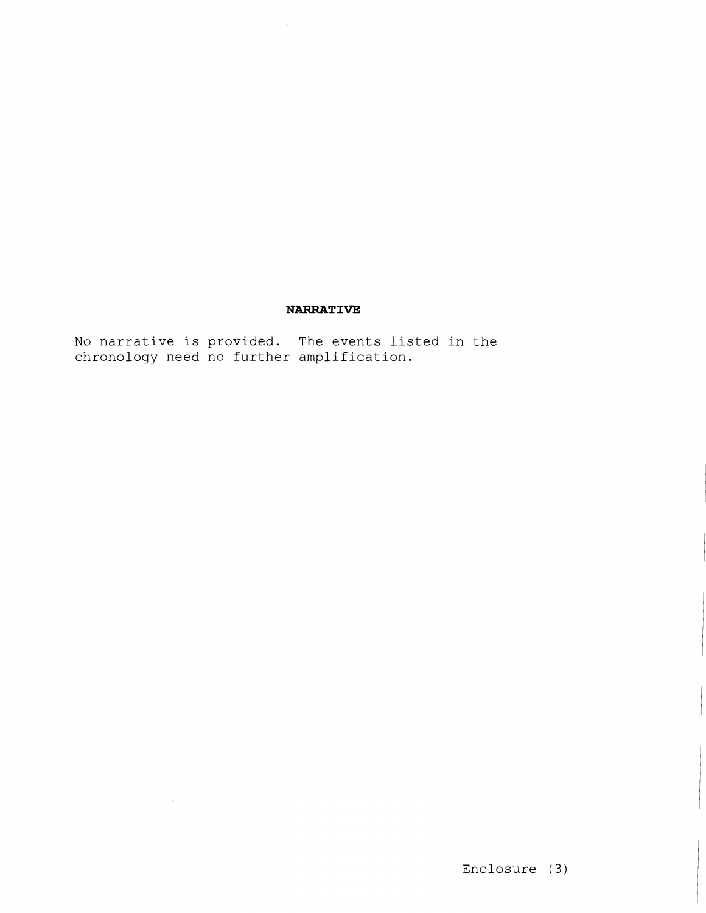## NARRATIVE

No narrative is provided. The events listed in the chronology need no further amplification.

Enclosure (3)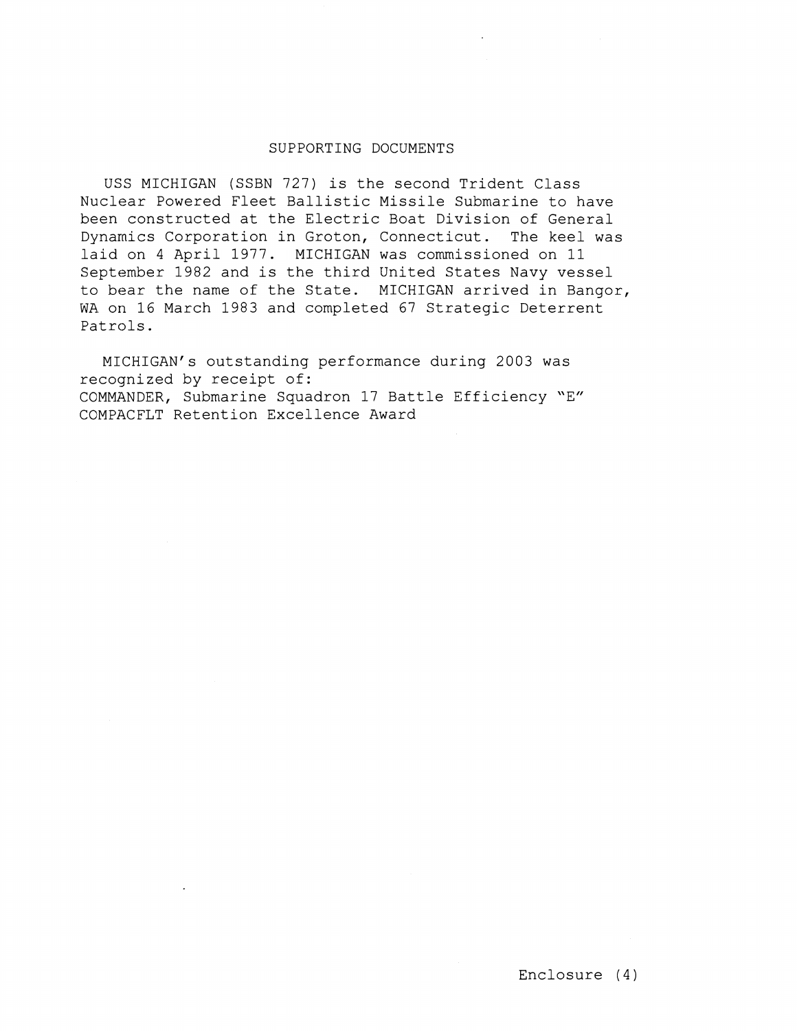## SUPPORTING DOCUMENTS

USS MICHIGAN (SSBN 727) is the second Trident Class Nuclear Powered Fleet Ballistic Missile Submarine to have been constructed at the Electric Boat Division of General Dynamics Corporation in Groton, Connecticut. The keel was laid on 4 April 1977. MICHIGAN was commissioned on 11 September 1982 and is the third United States Navy vessel to bear the name of the State. MICHIGAN arrived in Bangor, WA on 16 March 1983 and completed 67 Strategic Deterrent Patrols.

MICHIGAN's outstanding performance during 2003 was recognized by receipt of:
COMMANDER, Submarine Squadron 17 Battle Efficiency "E"
COMPACFLT Retention Excellence Award

Enclosure (4)